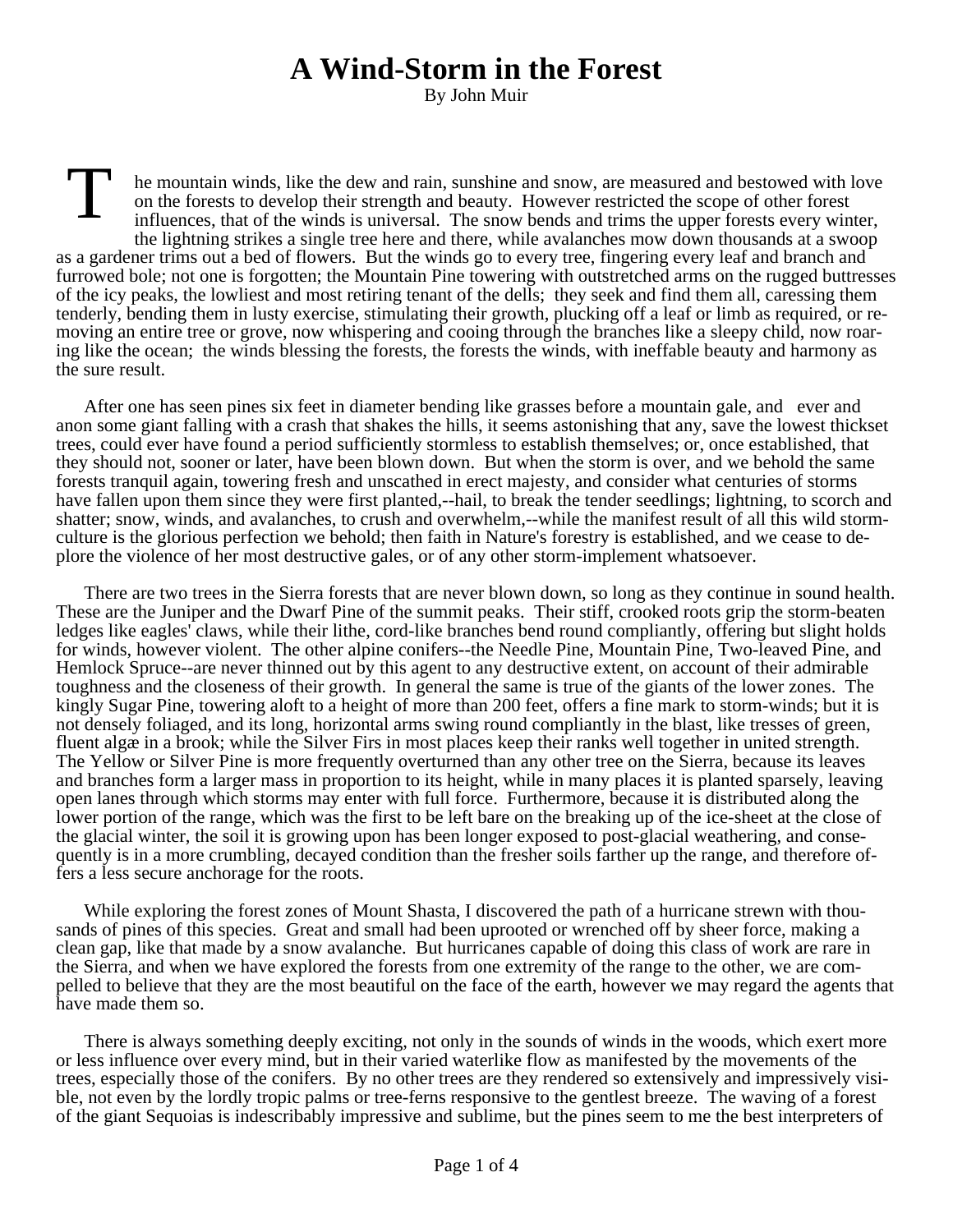# A Wind-Storm in the Forest

By John Muir

The mountain winds, like the dew and rain, sunshine and snow, are measured and bestowed with love on the forests to develop their strength and beauty. However restricted the scope of other forest influences, that of the winds is universal. The snow bends and trims the upper forests every winter, the lightning strikes a single tree here and there, while avalanches mow down thousands at a swoop as a gardener trims out a bed of flowers. But the winds go to every tree, fingering every leaf and branch and furrowed bole; not one is forgotten; the Mountain Pine towering with outstretched arms on the rugged buttresses of the icy peaks, the lowliest and most retiring tenant of the dells; they seek and find them all, caressing them tenderly, bending them in lusty exercise, stimulating their growth, plucking off a leaf or limb as required, or removing an entire tree or grove, now whispering and cooing through the branches like a sleepy child, now roaring like the ocean; the winds blessing the forests, the forests the winds, with ineffable beauty and harmony as the sure result.

After one has seen pines six feet in diameter bending like grasses before a mountain gale, and ever and anon some giant falling with a crash that shakes the hills, it seems astonishing that any, save the lowest thickset trees, could ever have found a period sufficiently stormless to establish themselves; or, once established, that they should not, sooner or later, have been blown down. But when the storm is over, and we behold the same forests tranquil again, towering fresh and unscathed in erect majesty, and consider what centuries of storms have fallen upon them since they were first planted,--hail, to break the tender seedlings; lightning, to scorch and shatter; snow, winds, and avalanches, to crush and overwhelm,--while the manifest result of all this wild storm-culture is the glorious perfection we behold; then faith in Nature's forestry is established, and we cease to deplore the violence of her most destructive gales, or of any other storm-implement whatsoever.

There are two trees in the Sierra forests that are never blown down, so long as they continue in sound health. These are the Juniper and the Dwarf Pine of the summit peaks. Their stiff, crooked roots grip the storm-beaten ledges like eagles' claws, while their lithe, cord-like branches bend round compliantly, offering but slight holds for winds, however violent. The other alpine conifers--the Needle Pine, Mountain Pine, Two-leaved Pine, and Hemlock Spruce--are never thinned out by this agent to any destructive extent, on account of their admirable toughness and the closeness of their growth. In general the same is true of the giants of the lower zones. The kingly Sugar Pine, towering aloft to a height of more than 200 feet, offers a fine mark to storm-winds; but it is not densely foliaged, and its long, horizontal arms swing round compliantly in the blast, like tresses of green, fluent algæ in a brook; while the Silver Firs in most places keep their ranks well together in united strength. The Yellow or Silver Pine is more frequently overturned than any other tree on the Sierra, because its leaves and branches form a larger mass in proportion to its height, while in many places it is planted sparsely, leaving open lanes through which storms may enter with full force. Furthermore, because it is distributed along the lower portion of the range, which was the first to be left bare on the breaking up of the ice-sheet at the close of the glacial winter, the soil it is growing upon has been longer exposed to post-glacial weathering, and consequently is in a more crumbling, decayed condition than the fresher soils farther up the range, and therefore offers a less secure anchorage for the roots.

While exploring the forest zones of Mount Shasta, I discovered the path of a hurricane strewn with thousands of pines of this species. Great and small had been uprooted or wrenched off by sheer force, making a clean gap, like that made by a snow avalanche. But hurricanes capable of doing this class of work are rare in the Sierra, and when we have explored the forests from one extremity of the range to the other, we are compelled to believe that they are the most beautiful on the face of the earth, however we may regard the agents that have made them so.

There is always something deeply exciting, not only in the sounds of winds in the woods, which exert more or less influence over every mind, but in their varied waterlike flow as manifested by the movements of the trees, especially those of the conifers. By no other trees are they rendered so extensively and impressively visible, not even by the lordly tropic palms or tree-ferns responsive to the gentlest breeze. The waving of a forest of the giant Sequoias is indescribably impressive and sublime, but the pines seem to me the best interpreters of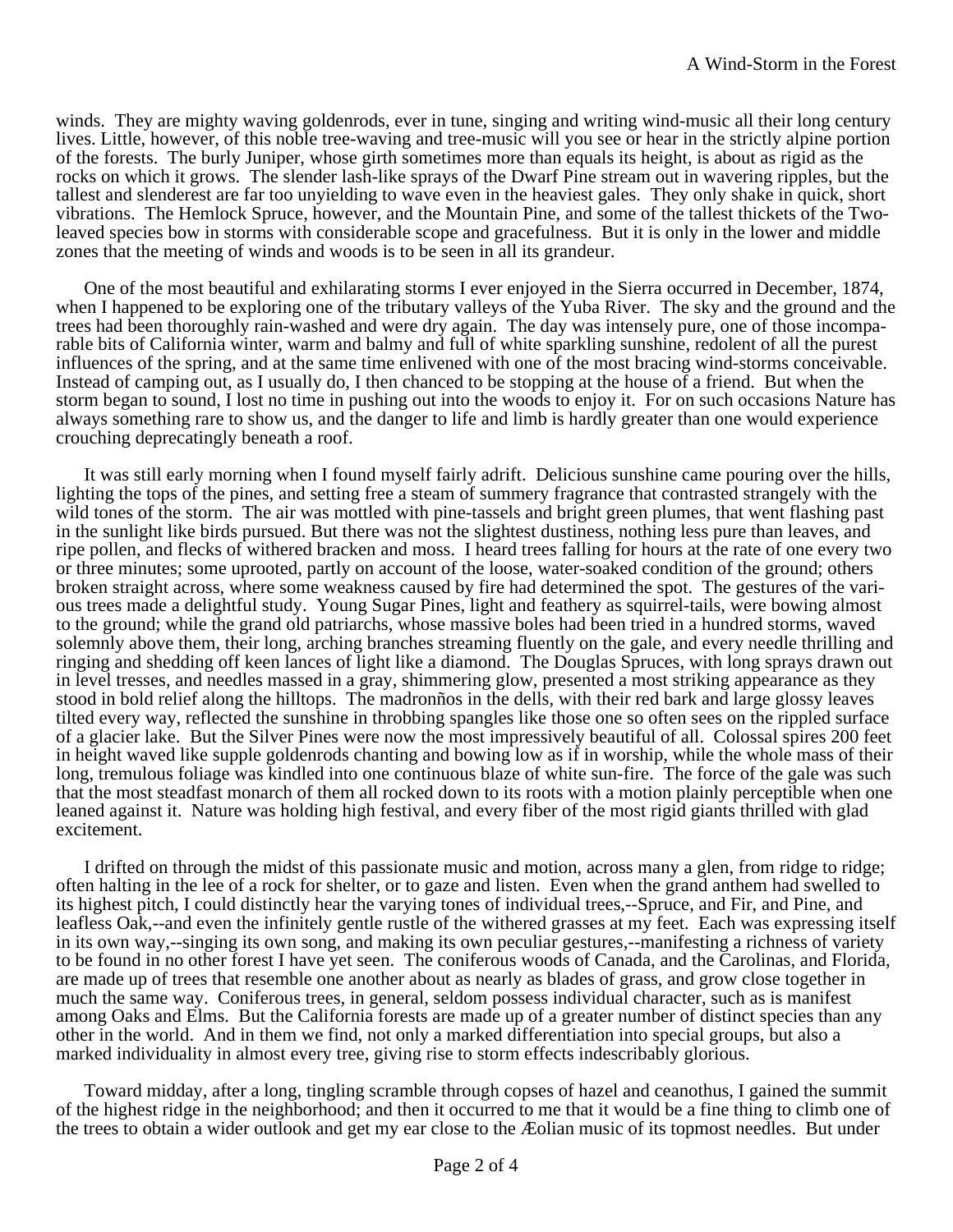winds. They are mighty waving goldenrods, ever in tune, singing and writing wind-music all their long century lives. Little, however, of this noble tree-waving and tree-music will you see or hear in the strictly alpine portion of the forests. The burly Juniper, whose girth sometimes more than equals its height, is about as rigid as the rocks on which it grows. The slender lash-like sprays of the Dwarf Pine stream out in wavering ripples, but the tallest and slenderest are far too unyielding to wave even in the heaviest gales. They only shake in quick, short vibrations. The Hemlock Spruce, however, and the Mountain Pine, and some of the tallest thickets of the Two-leaved species bow in storms with considerable scope and gracefulness. But it is only in the lower and middle zones that the meeting of winds and woods is to be seen in all its grandeur.

One of the most beautiful and exhilarating storms I ever enjoyed in the Sierra occurred in December, 1874, when I happened to be exploring one of the tributary valleys of the Yuba River. The sky and the ground and the trees had been thoroughly rain-washed and were dry again. The day was intensely pure, one of those incomparable bits of California winter, warm and balmy and full of white sparkling sunshine, redolent of all the purest influences of the spring, and at the same time enlivened with one of the most bracing wind-storms conceivable. Instead of camping out, as I usually do, I then chanced to be stopping at the house of a friend. But when the storm began to sound, I lost no time in pushing out into the woods to enjoy it. For on such occasions Nature has always something rare to show us, and the danger to life and limb is hardly greater than one would experience crouching deprecatingly beneath a roof.

It was still early morning when I found myself fairly adrift. Delicious sunshine came pouring over the hills, lighting the tops of the pines, and setting free a steam of summery fragrance that contrasted strangely with the wild tones of the storm. The air was mottled with pine-tassels and bright green plumes, that went flashing past in the sunlight like birds pursued. But there was not the slightest dustiness, nothing less pure than leaves, and ripe pollen, and flecks of withered bracken and moss. I heard trees falling for hours at the rate of one every two or three minutes; some uprooted, partly on account of the loose, water-soaked condition of the ground; others broken straight across, where some weakness caused by fire had determined the spot. The gestures of the various trees made a delightful study. Young Sugar Pines, light and feathery as squirrel-tails, were bowing almost to the ground; while the grand old patriarchs, whose massive boles had been tried in a hundred storms, waved solemnly above them, their long, arching branches streaming fluently on the gale, and every needle thrilling and ringing and shedding off keen lances of light like a diamond. The Douglas Spruces, with long sprays drawn out in level tresses, and needles massed in a gray, shimmering glow, presented a most striking appearance as they stood in bold relief along the hilltops. The madronños in the dells, with their red bark and large glossy leaves tilted every way, reflected the sunshine in throbbing spangles like those one so often sees on the rippled surface of a glacier lake. But the Silver Pines were now the most impressively beautiful of all. Colossal spires 200 feet in height waved like supple goldenrods chanting and bowing low as if in worship, while the whole mass of their long, tremulous foliage was kindled into one continuous blaze of white sun-fire. The force of the gale was such that the most steadfast monarch of them all rocked down to its roots with a motion plainly perceptible when one leaned against it. Nature was holding high festival, and every fiber of the most rigid giants thrilled with glad excitement.

I drifted on through the midst of this passionate music and motion, across many a glen, from ridge to ridge; often halting in the lee of a rock for shelter, or to gaze and listen. Even when the grand anthem had swelled to its highest pitch, I could distinctly hear the varying tones of individual trees,--Spruce, and Fir, and Pine, and leafless Oak,--and even the infinitely gentle rustle of the withered grasses at my feet. Each was expressing itself in its own way,--singing its own song, and making its own peculiar gestures,--manifesting a richness of variety to be found in no other forest I have yet seen. The coniferous woods of Canada, and the Carolinas, and Florida, are made up of trees that resemble one another about as nearly as blades of grass, and grow close together in much the same way. Coniferous trees, in general, seldom possess individual character, such as is manifest among Oaks and Elms. But the California forests are made up of a greater number of distinct species than any other in the world. And in them we find, not only a marked differentiation into special groups, but also a marked individuality in almost every tree, giving rise to storm effects indescribably glorious.

Toward midday, after a long, tingling scramble through copses of hazel and ceanothus, I gained the summit of the highest ridge in the neighborhood; and then it occurred to me that it would be a fine thing to climb one of the trees to obtain a wider outlook and get my ear close to the Æolian music of its topmost needles. But under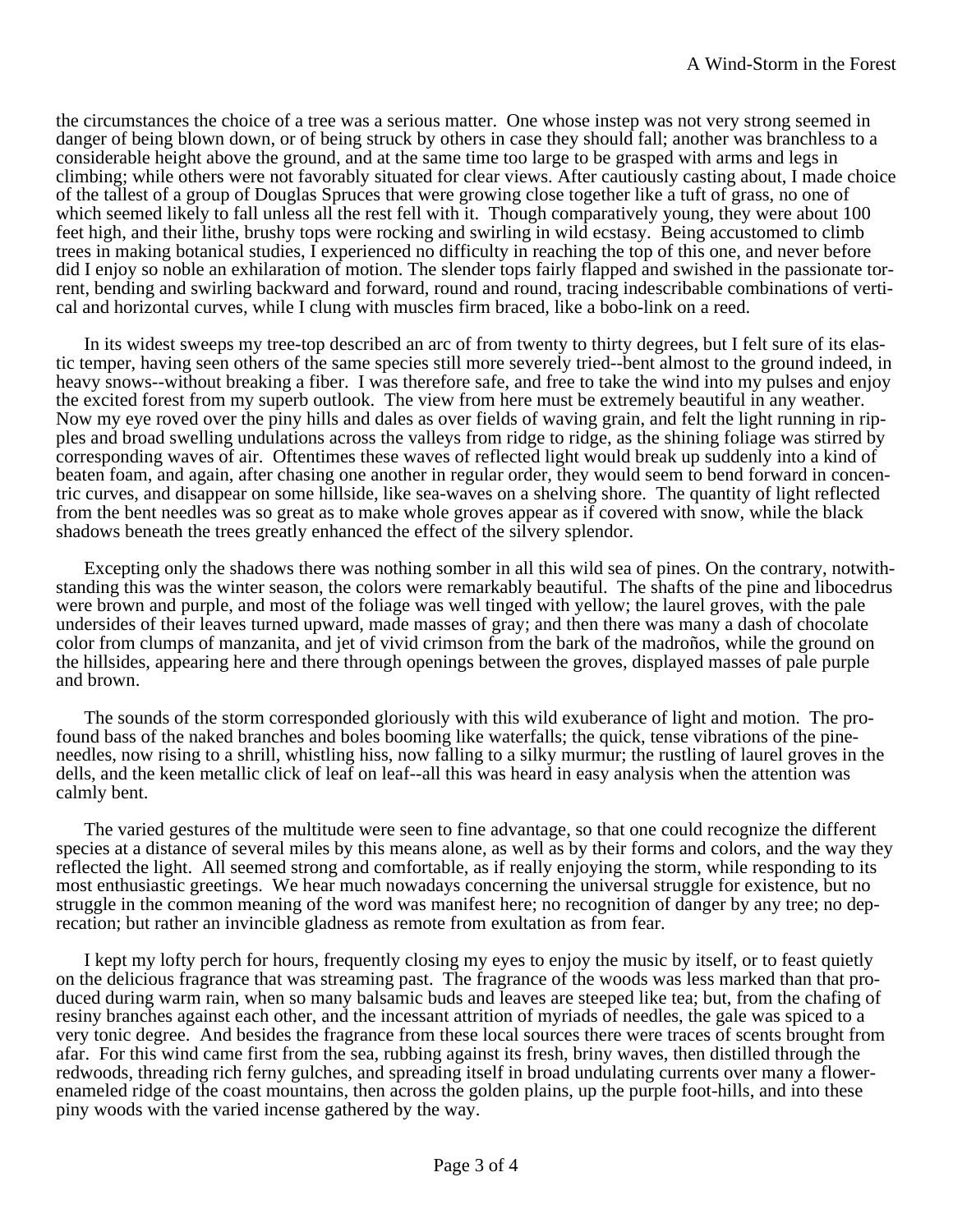the circumstances the choice of a tree was a serious matter. One whose instep was not very strong seemed in danger of being blown down, or of being struck by others in case they should fall; another was branchless to a considerable height above the ground, and at the same time too large to be grasped with arms and legs in climbing; while others were not favorably situated for clear views. After cautiously casting about, I made choice of the tallest of a group of Douglas Spruces that were growing close together like a tuft of grass, no one of which seemed likely to fall unless all the rest fell with it. Though comparatively young, they were about 100 feet high, and their lithe, brushy tops were rocking and swirling in wild ecstasy. Being accustomed to climb trees in making botanical studies, I experienced no difficulty in reaching the top of this one, and never before did I enjoy so noble an exhilaration of motion. The slender tops fairly flapped and swished in the passionate torrent, bending and swirling backward and forward, round and round, tracing indescribable combinations of vertical and horizontal curves, while I clung with muscles firm braced, like a bobo-link on a reed.

In its widest sweeps my tree-top described an arc of from twenty to thirty degrees, but I felt sure of its elastic temper, having seen others of the same species still more severely tried--bent almost to the ground indeed, in heavy snows--without breaking a fiber. I was therefore safe, and free to take the wind into my pulses and enjoy the excited forest from my superb outlook. The view from here must be extremely beautiful in any weather. Now my eye roved over the piny hills and dales as over fields of waving grain, and felt the light running in ripples and broad swelling undulations across the valleys from ridge to ridge, as the shining foliage was stirred by corresponding waves of air. Oftentimes these waves of reflected light would break up suddenly into a kind of beaten foam, and again, after chasing one another in regular order, they would seem to bend forward in concentric curves, and disappear on some hillside, like sea-waves on a shelving shore. The quantity of light reflected from the bent needles was so great as to make whole groves appear as if covered with snow, while the black shadows beneath the trees greatly enhanced the effect of the silvery splendor.

Excepting only the shadows there was nothing somber in all this wild sea of pines. On the contrary, notwithstanding this was the winter season, the colors were remarkably beautiful. The shafts of the pine and libocedrus were brown and purple, and most of the foliage was well tinged with yellow; the laurel groves, with the pale undersides of their leaves turned upward, made masses of gray; and then there was many a dash of chocolate color from clumps of manzanita, and jet of vivid crimson from the bark of the madroños, while the ground on the hillsides, appearing here and there through openings between the groves, displayed masses of pale purple and brown.

The sounds of the storm corresponded gloriously with this wild exuberance of light and motion. The profound bass of the naked branches and boles booming like waterfalls; the quick, tense vibrations of the pine-needles, now rising to a shrill, whistling hiss, now falling to a silky murmur; the rustling of laurel groves in the dells, and the keen metallic click of leaf on leaf--all this was heard in easy analysis when the attention was calmly bent.

The varied gestures of the multitude were seen to fine advantage, so that one could recognize the different species at a distance of several miles by this means alone, as well as by their forms and colors, and the way they reflected the light. All seemed strong and comfortable, as if really enjoying the storm, while responding to its most enthusiastic greetings. We hear much nowadays concerning the universal struggle for existence, but no struggle in the common meaning of the word was manifest here; no recognition of danger by any tree; no deprecation; but rather an invincible gladness as remote from exultation as from fear.

I kept my lofty perch for hours, frequently closing my eyes to enjoy the music by itself, or to feast quietly on the delicious fragrance that was streaming past. The fragrance of the woods was less marked than that produced during warm rain, when so many balsamic buds and leaves are steeped like tea; but, from the chafing of resiny branches against each other, and the incessant attrition of myriads of needles, the gale was spiced to a very tonic degree. And besides the fragrance from these local sources there were traces of scents brought from afar. For this wind came first from the sea, rubbing against its fresh, briny waves, then distilled through the redwoods, threading rich ferny gulches, and spreading itself in broad undulating currents over many a flower-enameled ridge of the coast mountains, then across the golden plains, up the purple foot-hills, and into these piny woods with the varied incense gathered by the way.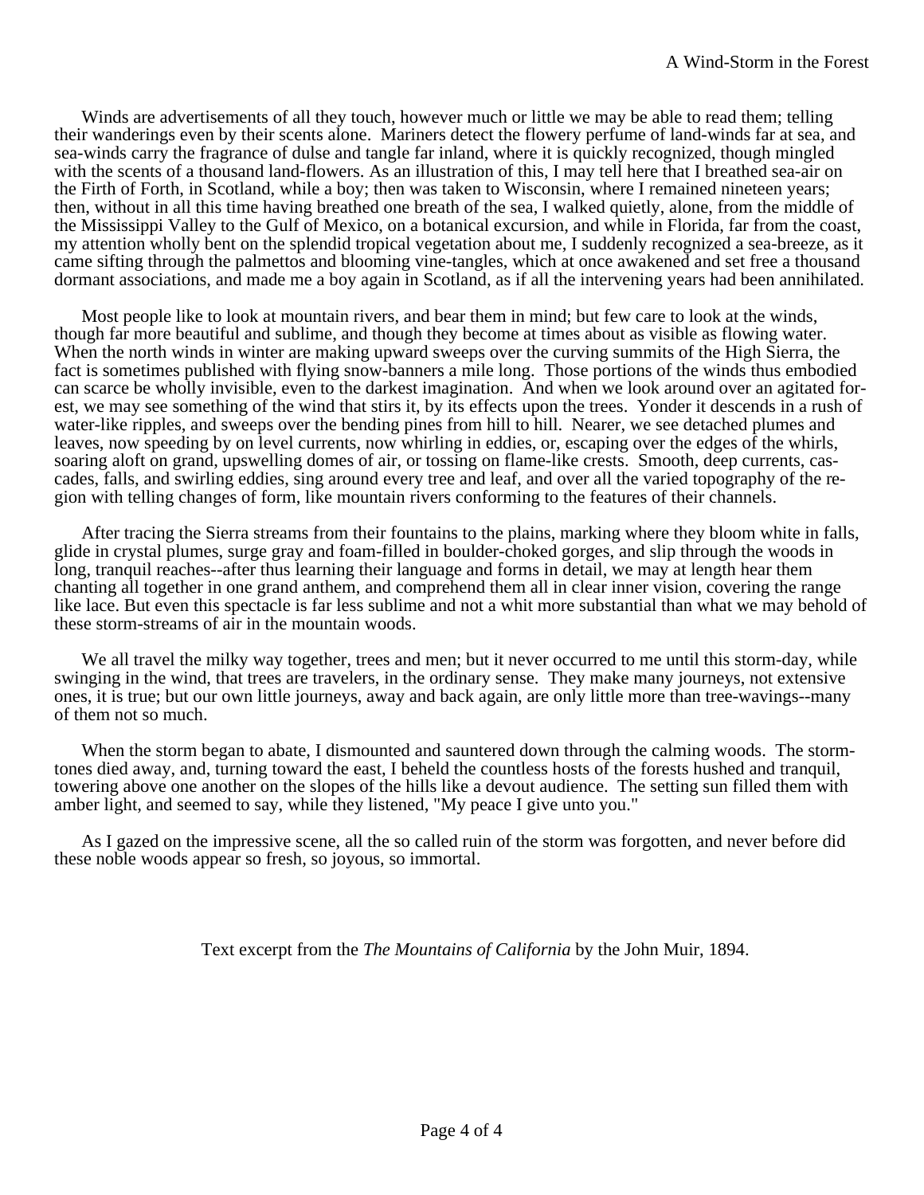Winds are advertisements of all they touch, however much or little we may be able to read them; telling their wanderings even by their scents alone. Mariners detect the flowery perfume of land-winds far at sea, and sea-winds carry the fragrance of dulse and tangle far inland, where it is quickly recognized, though mingled with the scents of a thousand land-flowers. As an illustration of this, I may tell here that I breathed sea-air on the Firth of Forth, in Scotland, while a boy; then was taken to Wisconsin, where I remained nineteen years; then, without in all this time having breathed one breath of the sea, I walked quietly, alone, from the middle of the Mississippi Valley to the Gulf of Mexico, on a botanical excursion, and while in Florida, far from the coast, my attention wholly bent on the splendid tropical vegetation about me, I suddenly recognized a sea-breeze, as it came sifting through the palmettos and blooming vine-tangles, which at once awakened and set free a thousand dormant associations, and made me a boy again in Scotland, as if all the intervening years had been annihilated.

Most people like to look at mountain rivers, and bear them in mind; but few care to look at the winds, though far more beautiful and sublime, and though they become at times about as visible as flowing water. When the north winds in winter are making upward sweeps over the curving summits of the High Sierra, the fact is sometimes published with flying snow-banners a mile long. Those portions of the winds thus embodied can scarce be wholly invisible, even to the darkest imagination. And when we look around over an agitated forest, we may see something of the wind that stirs it, by its effects upon the trees. Yonder it descends in a rush of water-like ripples, and sweeps over the bending pines from hill to hill. Nearer, we see detached plumes and leaves, now speeding by on level currents, now whirling in eddies, or, escaping over the edges of the whirls, soaring aloft on grand, upswelling domes of air, or tossing on flame-like crests. Smooth, deep currents, cascades, falls, and swirling eddies, sing around every tree and leaf, and over all the varied topography of the region with telling changes of form, like mountain rivers conforming to the features of their channels.

After tracing the Sierra streams from their fountains to the plains, marking where they bloom white in falls, glide in crystal plumes, surge gray and foam-filled in boulder-choked gorges, and slip through the woods in long, tranquil reaches--after thus learning their language and forms in detail, we may at length hear them chanting all together in one grand anthem, and comprehend them all in clear inner vision, covering the range like lace. But even this spectacle is far less sublime and not a whit more substantial than what we may behold of these storm-streams of air in the mountain woods.

We all travel the milky way together, trees and men; but it never occurred to me until this storm-day, while swinging in the wind, that trees are travelers, in the ordinary sense. They make many journeys, not extensive ones, it is true; but our own little journeys, away and back again, are only little more than tree-wavings--many of them not so much.

When the storm began to abate, I dismounted and sauntered down through the calming woods. The storm-tones died away, and, turning toward the east, I beheld the countless hosts of the forests hushed and tranquil, towering above one another on the slopes of the hills like a devout audience. The setting sun filled them with amber light, and seemed to say, while they listened, "My peace I give unto you."

As I gazed on the impressive scene, all the so called ruin of the storm was forgotten, and never before did these noble woods appear so fresh, so joyous, so immortal.

Text excerpt from the *The Mountains of California* by the John Muir, 1894.